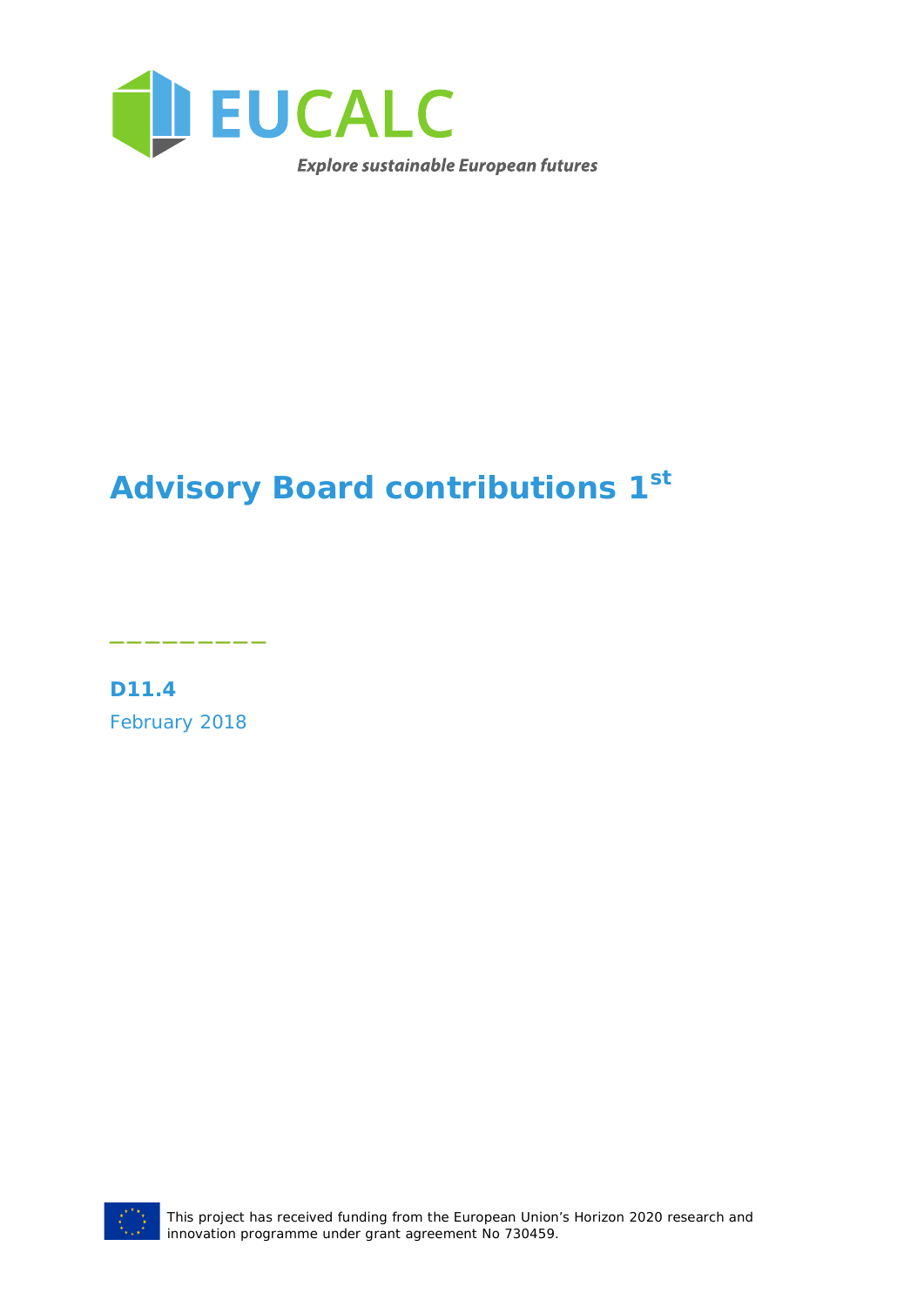EUCALC

*Explore sustainable European futures*

# Advisory Board contributions 1st

**D11.4**

February 2018

This project has received funding from the European Union's Horizon 2020 research and innovation programme under grant agreement No 730459.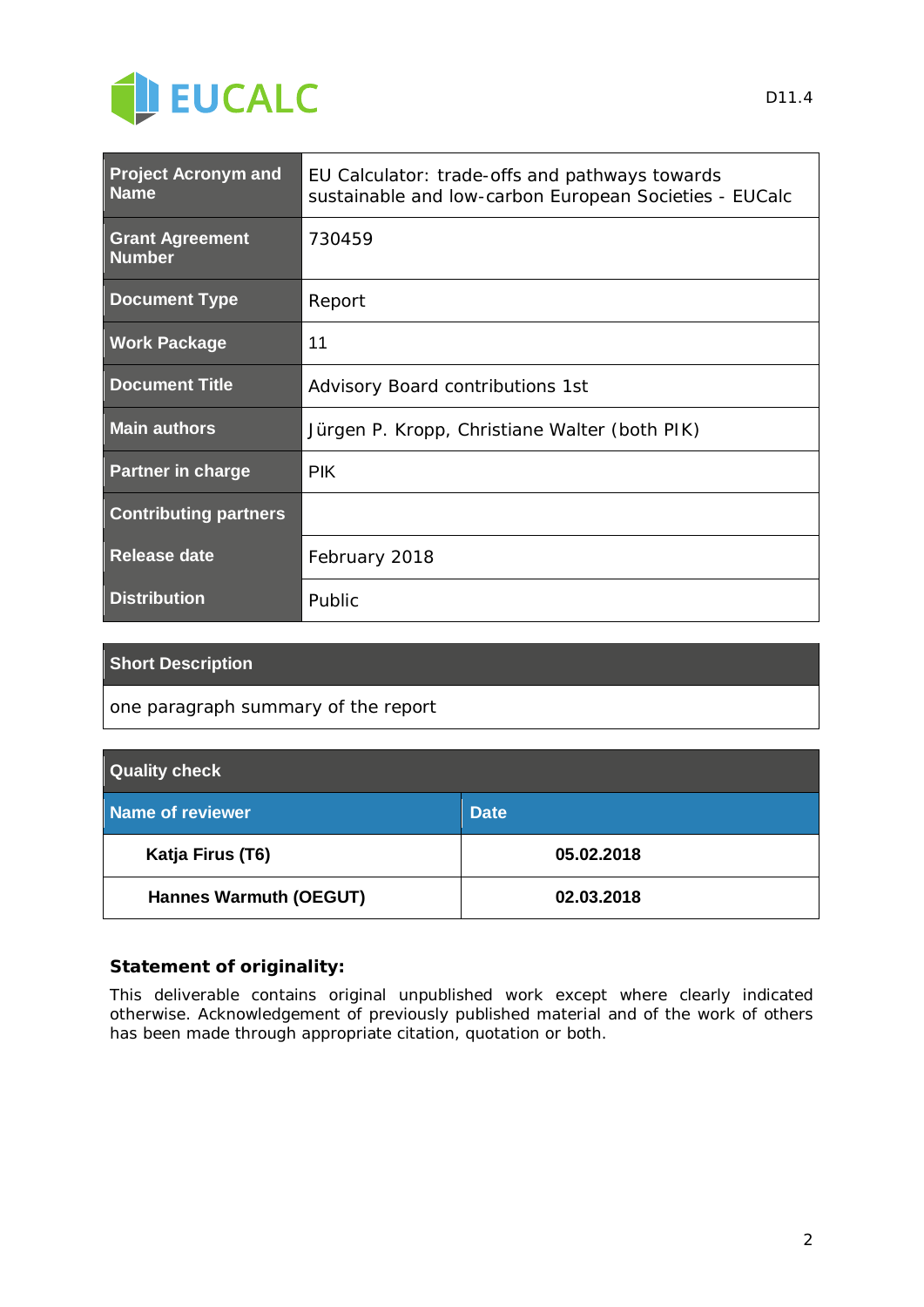| Project Acronym and Name | EU Calculator: trade-offs and pathways towards sustainable and low-carbon European Societies - EUCalc |
|---|---|
| Grant Agreement Number | 730459 |
| Document Type | Report |
| Work Package | 11 |
| Document Title | Advisory Board contributions 1st |
| Main authors | Jürgen P. Kropp, Christiane Walter (both PIK) |
| Partner in charge | PIK |
| Contributing partners | |
| Release date | February 2018 |
| Distribution | Public |

| Short Description |
|---|
| one paragraph summary of the report |

| Quality check | |
|---|---|
| **Name of reviewer** | **Date** |
| **Katja Firus (T6)** | **05.02.2018** |
| **Hannes Warmuth (OEGUT)** | **02.03.2018** |

**Statement of originality:**

This deliverable contains original unpublished work except where clearly indicated otherwise. Acknowledgement of previously published material and of the work of others has been made through appropriate citation, quotation or both.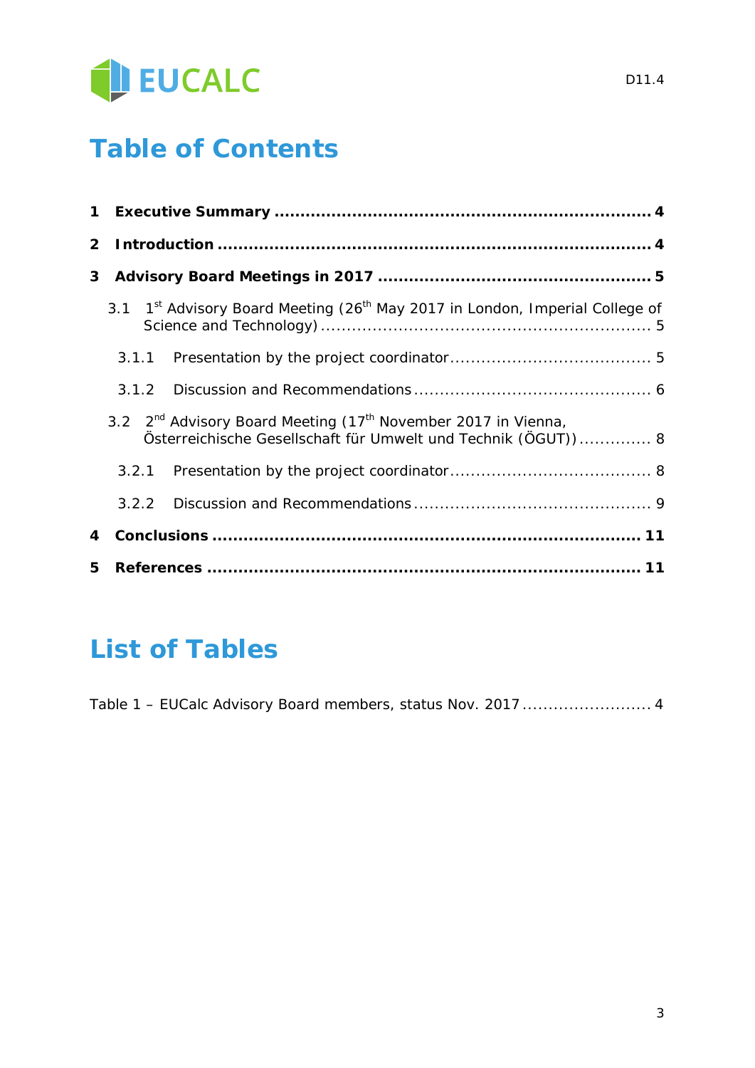# Table of Contents

1 **Executive Summary** ........................................................................ 4

2 **Introduction** ................................................................................... 4

3 **Advisory Board Meetings in 2017** .................................................... 5

- 3.1 1st Advisory Board Meeting (26th May 2017 in London, Imperial College of Science and Technology) ................................................................ 5
  - 3.1.1 Presentation by the project coordinator ....................................... 5
  - 3.1.2 Discussion and Recommendations .............................................. 6
- 3.2 2nd Advisory Board Meeting (17th November 2017 in Vienna, Österreichische Gesellschaft für Umwelt und Technik (ÖGUT)) .............. 8
  - 3.2.1 Presentation by the project coordinator ....................................... 8
  - 3.2.2 Discussion and Recommendations .............................................. 9

4 **Conclusions** .................................................................................. 11

5 **References** ................................................................................... 11

# List of Tables

Table 1 – EUCalc Advisory Board members, status Nov. 2017 .......................... 4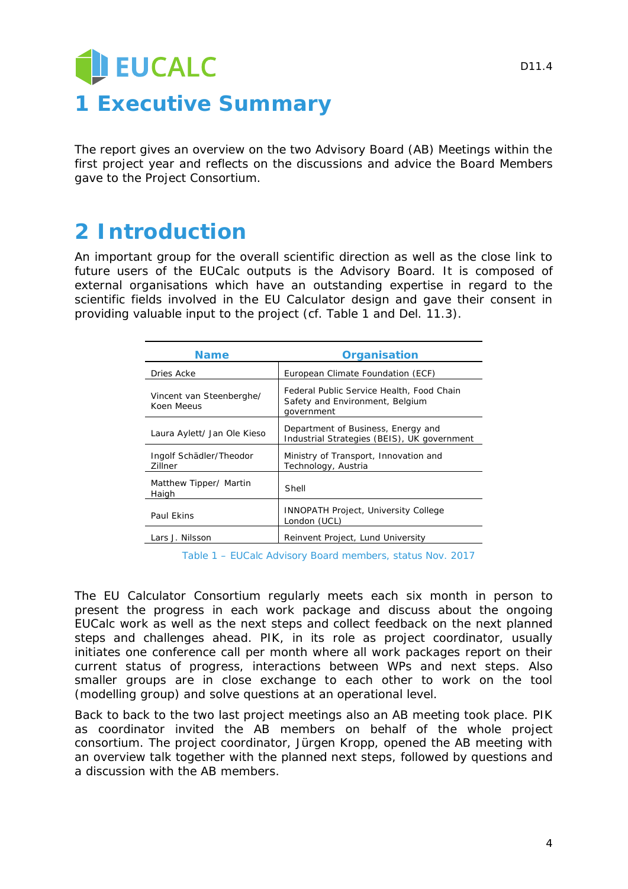# 1 Executive Summary

The report gives an overview on the two Advisory Board (AB) Meetings within the first project year and reflects on the discussions and advice the Board Members gave to the Project Consortium.

# 2 Introduction

An important group for the overall scientific direction as well as the close link to future users of the EUCalc outputs is the Advisory Board. It is composed of external organisations which have an outstanding expertise in regard to the scientific fields involved in the EU Calculator design and gave their consent in providing valuable input to the project (cf. Table 1 and Del. 11.3).

| Name | Organisation |
| --- | --- |
| Dries Acke | European Climate Foundation (ECF) |
| Vincent van Steenberghe/ Koen Meeus | Federal Public Service Health, Food Chain Safety and Environment, Belgium government |
| Laura Aylett/ Jan Ole Kieso | Department of Business, Energy and Industrial Strategies (BEIS), UK government |
| Ingolf Schädler/Theodor Zillner | Ministry of Transport, Innovation and Technology, Austria |
| Matthew Tipper/ Martin Haigh | Shell |
| Paul Ekins | INNOPATH Project, University College London (UCL) |
| Lars J. Nilsson | Reinvent Project, Lund University |

Table 1 – EUCalc Advisory Board members, status Nov. 2017

The EU Calculator Consortium regularly meets each six month in person to present the progress in each work package and discuss about the ongoing EUCalc work as well as the next steps and collect feedback on the next planned steps and challenges ahead. PIK, in its role as project coordinator, usually initiates one conference call per month where all work packages report on their current status of progress, interactions between WPs and next steps. Also smaller groups are in close exchange to each other to work on the tool (modelling group) and solve questions at an operational level.

Back to back to the two last project meetings also an AB meeting took place. PIK as coordinator invited the AB members on behalf of the whole project consortium. The project coordinator, Jürgen Kropp, opened the AB meeting with an overview talk together with the planned next steps, followed by questions and a discussion with the AB members.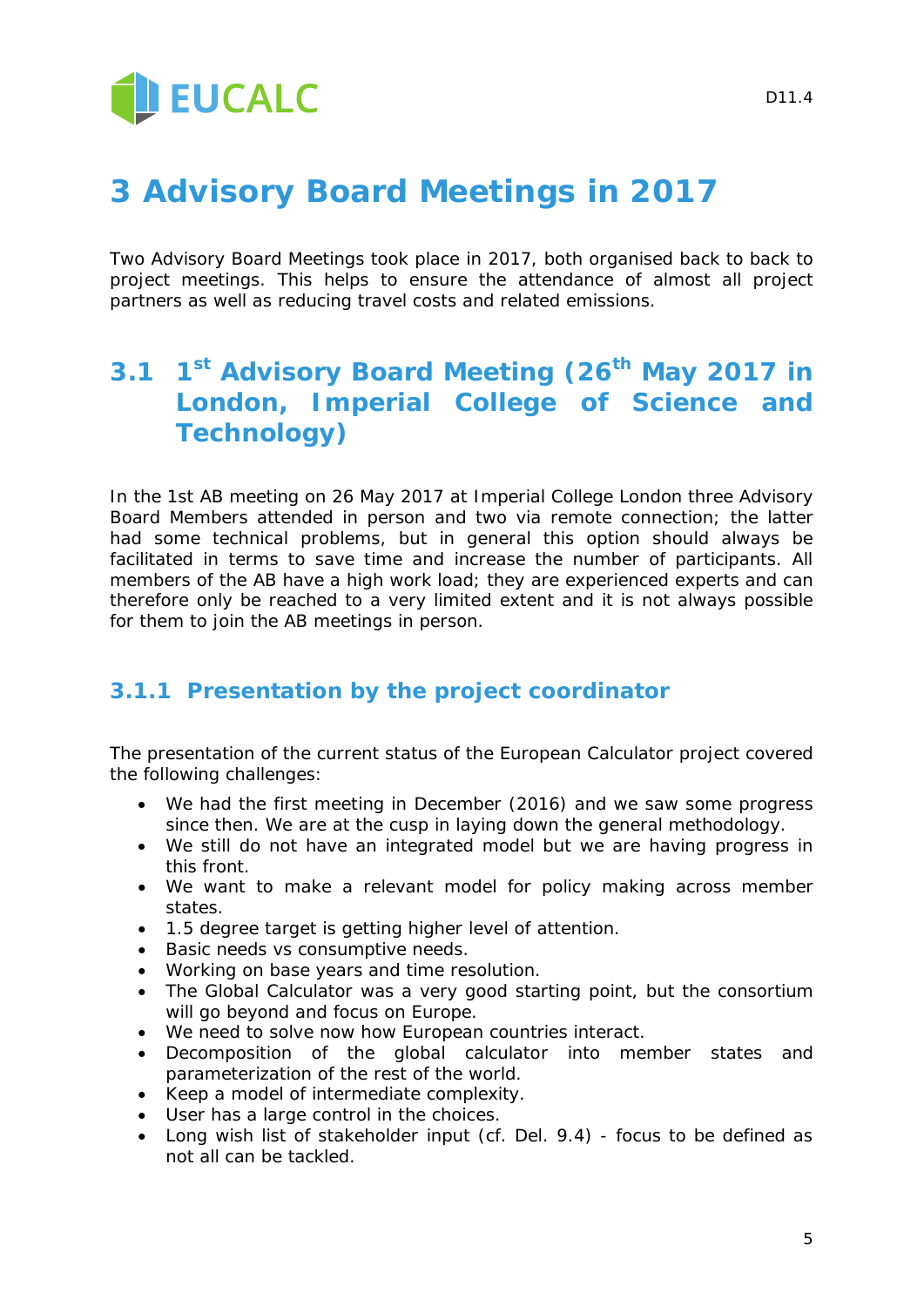# 3 Advisory Board Meetings in 2017

Two Advisory Board Meetings took place in 2017, both organised back to back to project meetings. This helps to ensure the attendance of almost all project partners as well as reducing travel costs and related emissions.

## 3.1 1st Advisory Board Meeting (26th May 2017 in London, Imperial College of Science and Technology)

In the 1st AB meeting on 26 May 2017 at Imperial College London three Advisory Board Members attended in person and two via remote connection; the latter had some technical problems, but in general this option should always be facilitated in terms to save time and increase the number of participants. All members of the AB have a high work load; they are experienced experts and can therefore only be reached to a very limited extent and it is not always possible for them to join the AB meetings in person.

### 3.1.1 Presentation by the project coordinator

The presentation of the current status of the European Calculator project covered the following challenges:

- We had the first meeting in December (2016) and we saw some progress since then. We are at the cusp in laying down the general methodology.
- We still do not have an integrated model but we are having progress in this front.
- We want to make a relevant model for policy making across member states.
- 1.5 degree target is getting higher level of attention.
- Basic needs vs consumptive needs.
- Working on base years and time resolution.
- The Global Calculator was a very good starting point, but the consortium will go beyond and focus on Europe.
- We need to solve now how European countries interact.
- Decomposition of the global calculator into member states and parameterization of the rest of the world.
- Keep a model of intermediate complexity.
- User has a large control in the choices.
- Long wish list of stakeholder input (cf. Del. 9.4) - focus to be defined as not all can be tackled.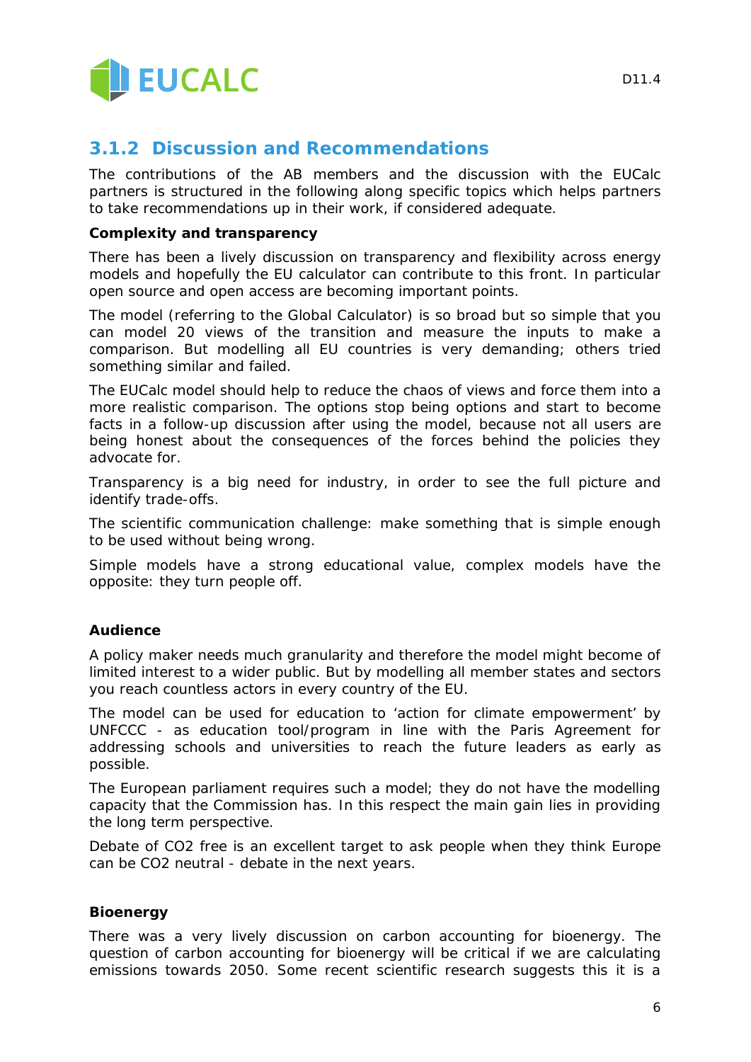## 3.1.2 Discussion and Recommendations

The contributions of the AB members and the discussion with the EUCalc partners is structured in the following along specific topics which helps partners to take recommendations up in their work, if considered adequate.

**Complexity and transparency**

There has been a lively discussion on transparency and flexibility across energy models and hopefully the EU calculator can contribute to this front. In particular open source and open access are becoming important points.

The model (referring to the Global Calculator) is so broad but so simple that you can model 20 views of the transition and measure the inputs to make a comparison. But modelling all EU countries is very demanding; others tried something similar and failed.

The EUCalc model should help to reduce the chaos of views and force them into a more realistic comparison. The options stop being options and start to become facts in a follow-up discussion after using the model, because not all users are being honest about the consequences of the forces behind the policies they advocate for.

Transparency is a big need for industry, in order to see the full picture and identify trade-offs.

The scientific communication challenge: make something that is simple enough to be used without being wrong.

Simple models have a strong educational value, complex models have the opposite: they turn people off.

**Audience**

A policy maker needs much granularity and therefore the model might become of limited interest to a wider public. But by modelling all member states and sectors you reach countless actors in every country of the EU.

The model can be used for education to 'action for climate empowerment' by UNFCCC - as education tool/program in line with the Paris Agreement for addressing schools and universities to reach the future leaders as early as possible.

The European parliament requires such a model; they do not have the modelling capacity that the Commission has. In this respect the main gain lies in providing the long term perspective.

Debate of $CO_2$ free is an excellent target to ask people when they think Europe can be $CO_2$ neutral - debate in the next years.

**Bioenergy**

There was a very lively discussion on carbon accounting for bioenergy. The question of carbon accounting for bioenergy will be critical if we are calculating emissions towards 2050. Some recent scientific research suggests this it is a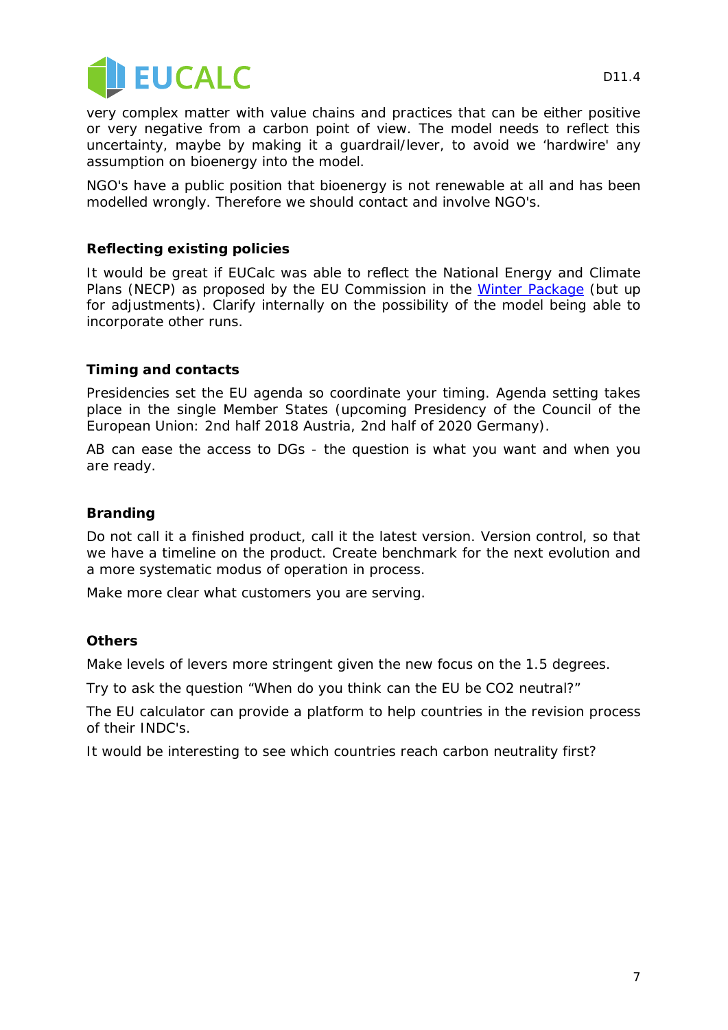very complex matter with value chains and practices that can be either positive or very negative from a carbon point of view. The model needs to reflect this uncertainty, maybe by making it a guardrail/lever, to avoid we 'hardwire' any assumption on bioenergy into the model.

NGO's have a public position that bioenergy is not renewable at all and has been modelled wrongly. Therefore we should contact and involve NGO's.

**Reflecting existing policies**

It would be great if EUCalc was able to reflect the National Energy and Climate Plans (NECP) as proposed by the EU Commission in the Winter Package (but up for adjustments). Clarify internally on the possibility of the model being able to incorporate other runs.

**Timing and contacts**

Presidencies set the EU agenda so coordinate your timing. Agenda setting takes place in the single Member States (upcoming Presidency of the Council of the European Union: 2nd half 2018 Austria, 2nd half of 2020 Germany).

AB can ease the access to DGs - the question is what you want and when you are ready.

**Branding**

Do not call it a finished product, call it the latest version. Version control, so that we have a timeline on the product. Create benchmark for the next evolution and a more systematic modus of operation in process.

Make more clear what customers you are serving.

**Others**

Make levels of levers more stringent given the new focus on the 1.5 degrees.

Try to ask the question "When do you think can the EU be $CO_2$ neutral?"

The EU calculator can provide a platform to help countries in the revision process of their INDC's.

It would be interesting to see which countries reach carbon neutrality first?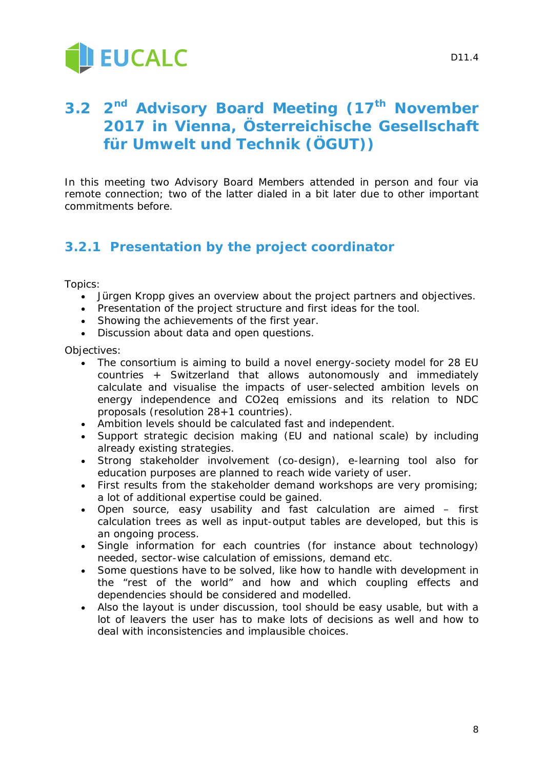## 3.2 2nd Advisory Board Meeting (17th November 2017 in Vienna, Österreichische Gesellschaft für Umwelt und Technik (ÖGUT))

In this meeting two Advisory Board Members attended in person and four via remote connection; two of the latter dialed in a bit later due to other important commitments before.

### 3.2.1 Presentation by the project coordinator

Topics:

- Jürgen Kropp gives an overview about the project partners and objectives.
- Presentation of the project structure and first ideas for the tool.
- Showing the achievements of the first year.
- Discussion about data and open questions.

Objectives:

- The consortium is aiming to build a novel energy-society model for 28 EU countries + Switzerland that allows autonomously and immediately calculate and visualise the impacts of user-selected ambition levels on energy independence and CO2eq emissions and its relation to NDC proposals (resolution 28+1 countries).
- Ambition levels should be calculated fast and independent.
- Support strategic decision making (EU and national scale) by including already existing strategies.
- Strong stakeholder involvement (co-design), e-learning tool also for education purposes are planned to reach wide variety of user.
- First results from the stakeholder demand workshops are very promising; a lot of additional expertise could be gained.
- Open source, easy usability and fast calculation are aimed – first calculation trees as well as input-output tables are developed, but this is an ongoing process.
- Single information for each countries (for instance about technology) needed, sector-wise calculation of emissions, demand etc.
- Some questions have to be solved, like how to handle with development in the “rest of the world” and how and which coupling effects and dependencies should be considered and modelled.
- Also the layout is under discussion, tool should be easy usable, but with a lot of leavers the user has to make lots of decisions as well and how to deal with inconsistencies and implausible choices.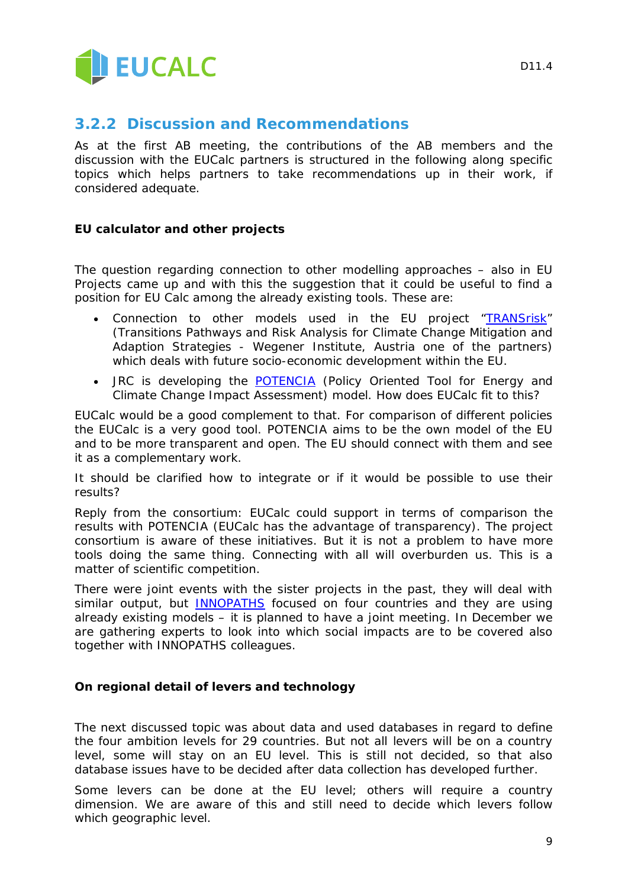### 3.2.2 Discussion and Recommendations

As at the first AB meeting, the contributions of the AB members and the discussion with the EUCalc partners is structured in the following along specific topics which helps partners to take recommendations up in their work, if considered adequate.

**EU calculator and other projects**

The question regarding connection to other modelling approaches – also in EU Projects came up and with this the suggestion that it could be useful to find a position for EU Calc among the already existing tools. These are:

- Connection to other models used in the EU project "TRANSrisk" (Transitions Pathways and Risk Analysis for Climate Change Mitigation and Adaption Strategies - Wegener Institute, Austria one of the partners) which deals with future socio-economic development within the EU.
- JRC is developing the POTENCIA (Policy Oriented Tool for Energy and Climate Change Impact Assessment) model. How does EUCalc fit to this?

EUCalc would be a good complement to that. For comparison of different policies the EUCalc is a very good tool. POTENCIA aims to be the own model of the EU and to be more transparent and open. The EU should connect with them and see it as a complementary work.

It should be clarified how to integrate or if it would be possible to use their results?

Reply from the consortium: EUCalc could support in terms of comparison the results with POTENCIA (EUCalc has the advantage of transparency). The project consortium is aware of these initiatives. But it is not a problem to have more tools doing the same thing. Connecting with all will overburden us. This is a matter of scientific competition.

There were joint events with the sister projects in the past, they will deal with similar output, but INNOPATHS focused on four countries and they are using already existing models – it is planned to have a joint meeting. In December we are gathering experts to look into which social impacts are to be covered also together with INNOPATHS colleagues.

**On regional detail of levers and technology**

The next discussed topic was about data and used databases in regard to define the four ambition levels for 29 countries. But not all levers will be on a country level, some will stay on an EU level. This is still not decided, so that also database issues have to be decided after data collection has developed further.

Some levers can be done at the EU level; others will require a country dimension. We are aware of this and still need to decide which levers follow which geographic level.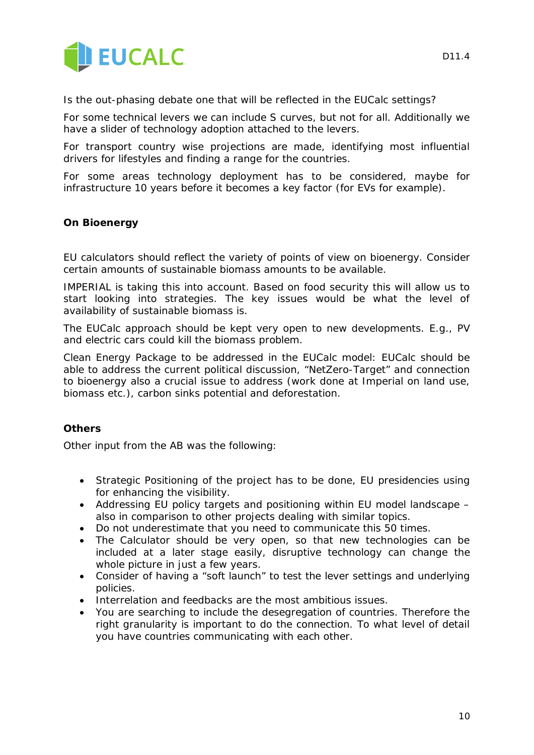Is the out-phasing debate one that will be reflected in the EUCalc settings?

For some technical levers we can include S curves, but not for all. Additionally we have a slider of technology adoption attached to the levers.

For transport country wise projections are made, identifying most influential drivers for lifestyles and finding a range for the countries.

For some areas technology deployment has to be considered, maybe for infrastructure 10 years before it becomes a key factor (for EVs for example).

**On Bioenergy**

EU calculators should reflect the variety of points of view on bioenergy. Consider certain amounts of sustainable biomass amounts to be available.

IMPERIAL is taking this into account. Based on food security this will allow us to start looking into strategies. The key issues would be what the level of availability of sustainable biomass is.

The EUCalc approach should be kept very open to new developments. E.g., PV and electric cars could kill the biomass problem.

Clean Energy Package to be addressed in the EUCalc model: EUCalc should be able to address the current political discussion, "NetZero-Target" and connection to bioenergy also a crucial issue to address (work done at Imperial on land use, biomass etc.), carbon sinks potential and deforestation.

**Others**

Other input from the AB was the following:

- Strategic Positioning of the project has to be done, EU presidencies using for enhancing the visibility.
- Addressing EU policy targets and positioning within EU model landscape – also in comparison to other projects dealing with similar topics.
- Do not underestimate that you need to communicate this 50 times.
- The Calculator should be very open, so that new technologies can be included at a later stage easily, disruptive technology can change the whole picture in just a few years.
- Consider of having a "soft launch" to test the lever settings and underlying policies.
- Interrelation and feedbacks are the most ambitious issues.
- You are searching to include the desegregation of countries. Therefore the right granularity is important to do the connection. To what level of detail you have countries communicating with each other.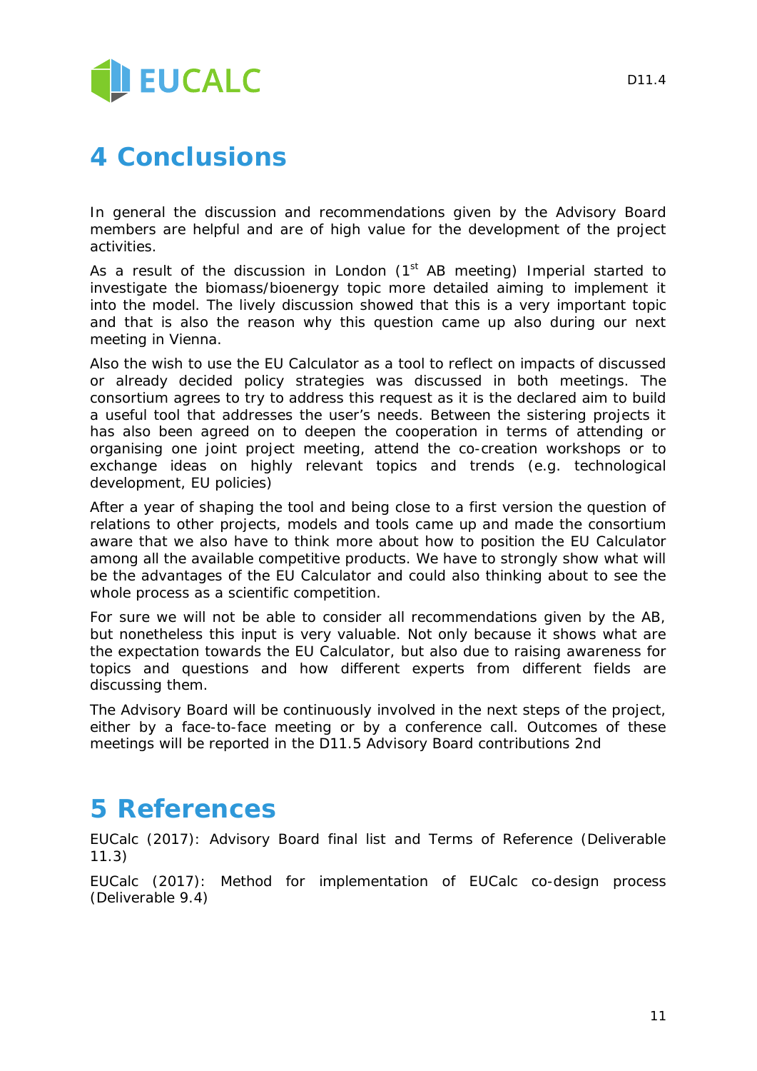# 4 Conclusions

In general the discussion and recommendations given by the Advisory Board members are helpful and are of high value for the development of the project activities.

As a result of the discussion in London (1st AB meeting) Imperial started to investigate the biomass/bioenergy topic more detailed aiming to implement it into the model. The lively discussion showed that this is a very important topic and that is also the reason why this question came up also during our next meeting in Vienna.

Also the wish to use the EU Calculator as a tool to reflect on impacts of discussed or already decided policy strategies was discussed in both meetings. The consortium agrees to try to address this request as it is the declared aim to build a useful tool that addresses the user's needs. Between the sistering projects it has also been agreed on to deepen the cooperation in terms of attending or organising one joint project meeting, attend the co-creation workshops or to exchange ideas on highly relevant topics and trends (e.g. technological development, EU policies)

After a year of shaping the tool and being close to a first version the question of relations to other projects, models and tools came up and made the consortium aware that we also have to think more about how to position the EU Calculator among all the available competitive products. We have to strongly show what will be the advantages of the EU Calculator and could also thinking about to see the whole process as a scientific competition.

For sure we will not be able to consider all recommendations given by the AB, but nonetheless this input is very valuable. Not only because it shows what are the expectation towards the EU Calculator, but also due to raising awareness for topics and questions and how different experts from different fields are discussing them.

The Advisory Board will be continuously involved in the next steps of the project, either by a face-to-face meeting or by a conference call. Outcomes of these meetings will be reported in the D11.5 Advisory Board contributions 2nd

# 5 References

EUCalc (2017): Advisory Board final list and Terms of Reference (Deliverable 11.3)

EUCalc (2017): Method for implementation of EUCalc co-design process (Deliverable 9.4)